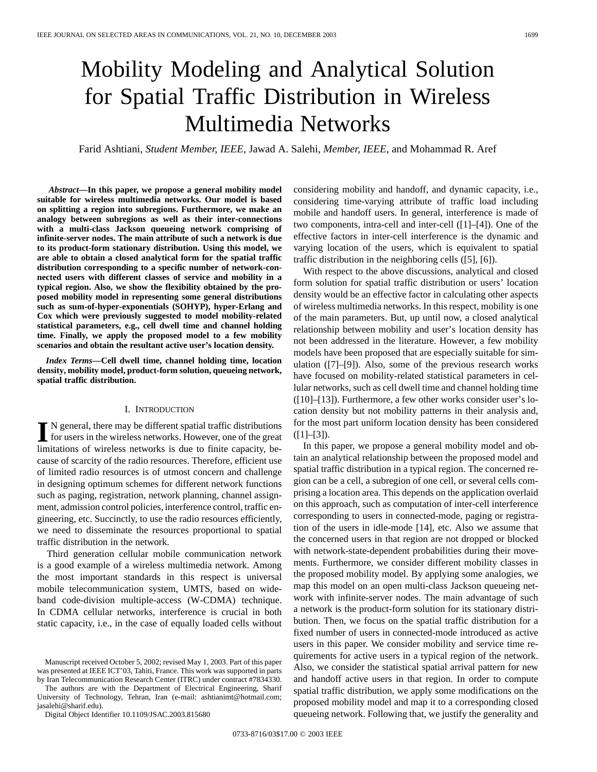# Mobility Modeling and Analytical Solution for Spatial Traffic Distribution in Wireless Multimedia Networks

Farid Ashtiani, *Student Member, IEEE*, Jawad A. Salehi, *Member, IEEE*, and Mohammad R. Aref

***Abstract*—In this paper, we propose a general mobility model suitable for wireless multimedia networks. Our model is based on splitting a region into subregions. Furthermore, we make an analogy between subregions as well as their inter-connections with a multi-class Jackson queueing network comprising of infinite-server nodes. The main attribute of such a network is due to its product-form stationary distribution. Using this model, we are able to obtain a closed analytical form for the spatial traffic distribution corresponding to a specific number of network-connected users with different classes of service and mobility in a typical region. Also, we show the flexibility obtained by the proposed mobility model in representing some general distributions such as sum-of-hyper-exponentials (SOHYP), hyper-Erlang and Cox which were previously suggested to model mobility-related statistical parameters, e.g., cell dwell time and channel holding time. Finally, we apply the proposed model to a few mobility scenarios and obtain the resultant active user's location density.**

***Index Terms*—Cell dwell time, channel holding time, location density, mobility model, product-form solution, queueing network, spatial traffic distribution.**

## I. Introduction

In general, there may be different spatial traffic distributions for users in the wireless networks. However, one of the great limitations of wireless networks is due to finite capacity, because of scarcity of the radio resources. Therefore, efficient use of limited radio resources is of utmost concern and challenge in designing optimum schemes for different network functions such as paging, registration, network planning, channel assignment, admission control policies, interference control, traffic engineering, etc. Succinctly, to use the radio resources efficiently, we need to disseminate the resources proportional to spatial traffic distribution in the network.

Third generation cellular mobile communication network is a good example of a wireless multimedia network. Among the most important standards in this respect is universal mobile telecommunication system, UMTS, based on wide-band code-division multiple-access (W-CDMA) technique. In CDMA cellular networks, interference is crucial in both static capacity, i.e., in the case of equally loaded cells without considering mobility and handoff, and dynamic capacity, i.e., considering time-varying attribute of traffic load including mobile and handoff users. In general, interference is made of two components, intra-cell and inter-cell ([1]–[4]). One of the effective factors in inter-cell interference is the dynamic and varying location of the users, which is equivalent to spatial traffic distribution in the neighboring cells ([5], [6]).

With respect to the above discussions, analytical and closed form solution for spatial traffic distribution or users' location density would be an effective factor in calculating other aspects of wireless multimedia networks. In this respect, mobility is one of the main parameters. But, up until now, a closed analytical relationship between mobility and user's location density has not been addressed in the literature. However, a few mobility models have been proposed that are especially suitable for simulation ([7]–[9]). Also, some of the previous research works have focused on mobility-related statistical parameters in cellular networks, such as cell dwell time and channel holding time ([10]–[13]). Furthermore, a few other works consider user's location density but not mobility patterns in their analysis and, for the most part uniform location density has been considered ([1]–[3]).

In this paper, we propose a general mobility model and obtain an analytical relationship between the proposed model and spatial traffic distribution in a typical region. The concerned region can be a cell, a subregion of one cell, or several cells comprising a location area. This depends on the application overlaid on this approach, such as computation of inter-cell interference corresponding to users in connected-mode, paging or registration of the users in idle-mode [14], etc. Also we assume that the concerned users in that region are not dropped or blocked with network-state-dependent probabilities during their movements. Furthermore, we consider different mobility classes in the proposed mobility model. By applying some analogies, we map this model on an open multi-class Jackson queueing network with infinite-server nodes. The main advantage of such a network is the product-form solution for its stationary distribution. Then, we focus on the spatial traffic distribution for a fixed number of users in connected-mode introduced as active users in this paper. We consider mobility and service time requirements for active users in a typical region of the network. Also, we consider the statistical spatial arrival pattern for new and handoff active users in that region. In order to compute spatial traffic distribution, we apply some modifications on the proposed mobility model and map it to a corresponding closed queueing network. Following that, we justify the generality and

Manuscript received October 5, 2002; revised May 1, 2003. Part of this paper was presented at IEEE ICT'03, Tahiti, France. This work was supported in parts by Iran Telecommunication Research Center (ITRC) under contract #7834330.

The authors are with the Department of Electrical Engineering, Sharif University of Technology, Tehran, Iran (e-mail: ashtianimt@hotmail.com; jasalehi@sharif.edu).

Digital Object Identifier 10.1109/JSAC.2003.815680

0733-8716/03$17.00 © 2003 IEEE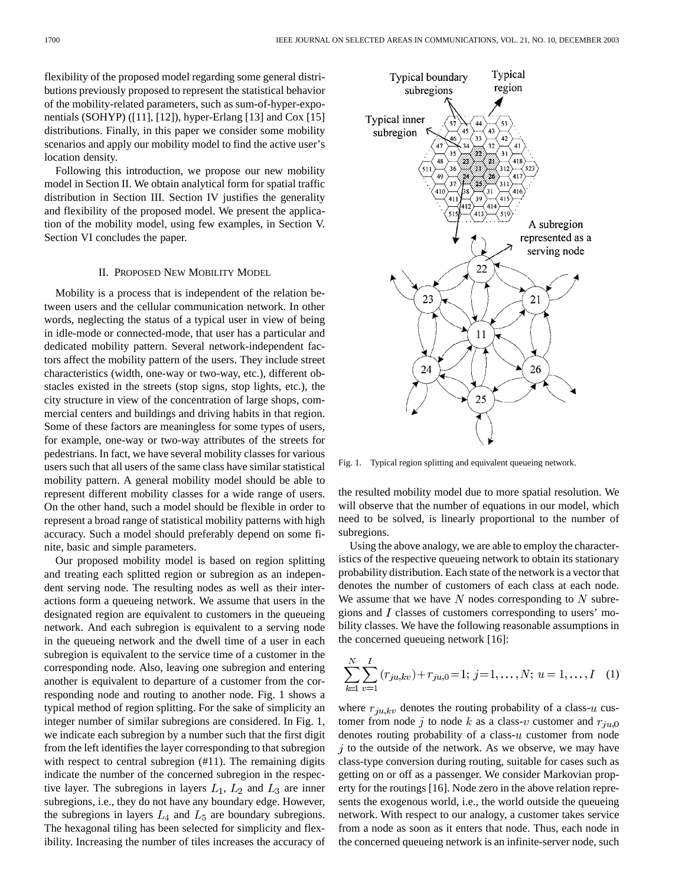flexibility of the proposed model regarding some general distributions previously proposed to represent the statistical behavior of the mobility-related parameters, such as sum-of-hyper-exponentials (SOHYP) ([11], [12]), hyper-Erlang [13] and Cox [15] distributions. Finally, in this paper we consider some mobility scenarios and apply our mobility model to find the active user's location density.

Following this introduction, we propose our new mobility model in Section II. We obtain analytical form for spatial traffic distribution in Section III. Section IV justifies the generality and flexibility of the proposed model. We present the application of the mobility model, using few examples, in Section V. Section VI concludes the paper.

## II. Proposed New Mobility Model

Mobility is a process that is independent of the relation between users and the cellular communication network. In other words, neglecting the status of a typical user in view of being in idle-mode or connected-mode, that user has a particular and dedicated mobility pattern. Several network-independent factors affect the mobility pattern of the users. They include street characteristics (width, one-way or two-way, etc.), different obstacles existed in the streets (stop signs, stop lights, etc.), the city structure in view of the concentration of large shops, commercial centers and buildings and driving habits in that region. Some of these factors are meaningless for some types of users, for example, one-way or two-way attributes of the streets for pedestrians. In fact, we have several mobility classes for various users such that all users of the same class have similar statistical mobility pattern. A general mobility model should be able to represent different mobility classes for a wide range of users. On the other hand, such a model should be flexible in order to represent a broad range of statistical mobility patterns with high accuracy. Such a model should preferably depend on some finite, basic and simple parameters.

Our proposed mobility model is based on region splitting and treating each splitted region or subregion as an independent serving node. The resulting nodes as well as their interactions form a queueing network. We assume that users in the designated region are equivalent to customers in the queueing network. And each subregion is equivalent to a serving node in the queueing network and the dwell time of a user in each subregion is equivalent to the service time of a customer in the corresponding node. Also, leaving one subregion and entering another is equivalent to departure of a customer from the corresponding node and routing to another node. Fig. 1 shows a typical method of region splitting. For the sake of simplicity an integer number of similar subregions are considered. In Fig. 1, we indicate each subregion by a number such that the first digit from the left identifies the layer corresponding to that subregion with respect to central subregion (#11). The remaining digits indicate the number of the concerned subregion in the respective layer. The subregions in layers $L_1$, $L_2$ and $L_3$ are inner subregions, i.e., they do not have any boundary edge. However, the subregions in layers $L_4$ and $L_5$ are boundary subregions. The hexagonal tiling has been selected for simplicity and flexibility. Increasing the number of tiles increases the accuracy of the resulted mobility model due to more spatial resolution. We will observe that the number of equations in our model, which need to be solved, is linearly proportional to the number of subregions.

Fig. 1. Typical region splitting and equivalent queueing network.

Using the above analogy, we are able to employ the characteristics of the respective queueing network to obtain its stationary probability distribution. Each state of the network is a vector that denotes the number of customers of each class at each node. We assume that we have $N$ nodes corresponding to $N$ subregions and $I$ classes of customers corresponding to users' mobility classes. We have the following reasonable assumptions in the concerned queueing network [16]:

$$\sum_{k=1}^{N}\sum_{v=1}^{I}(r_{ju,kv})+r_{ju,0}=1;\ j=1,\ldots,N;\ u=1,\ldots,I \quad (1)$$

where $r_{ju,kv}$ denotes the routing probability of a class-$u$ customer from node $j$ to node $k$ as a class-$v$ customer and $r_{ju,0}$ denotes routing probability of a class-$u$ customer from node $j$ to the outside of the network. As we observe, we may have class-type conversion during routing, suitable for cases such as getting on or off as a passenger. We consider Markovian property for the routings [16]. Node zero in the above relation represents the exogenous world, i.e., the world outside the queueing network. With respect to our analogy, a customer takes service from a node as soon as it enters that node. Thus, each node in the concerned queueing network is an infinite-server node, such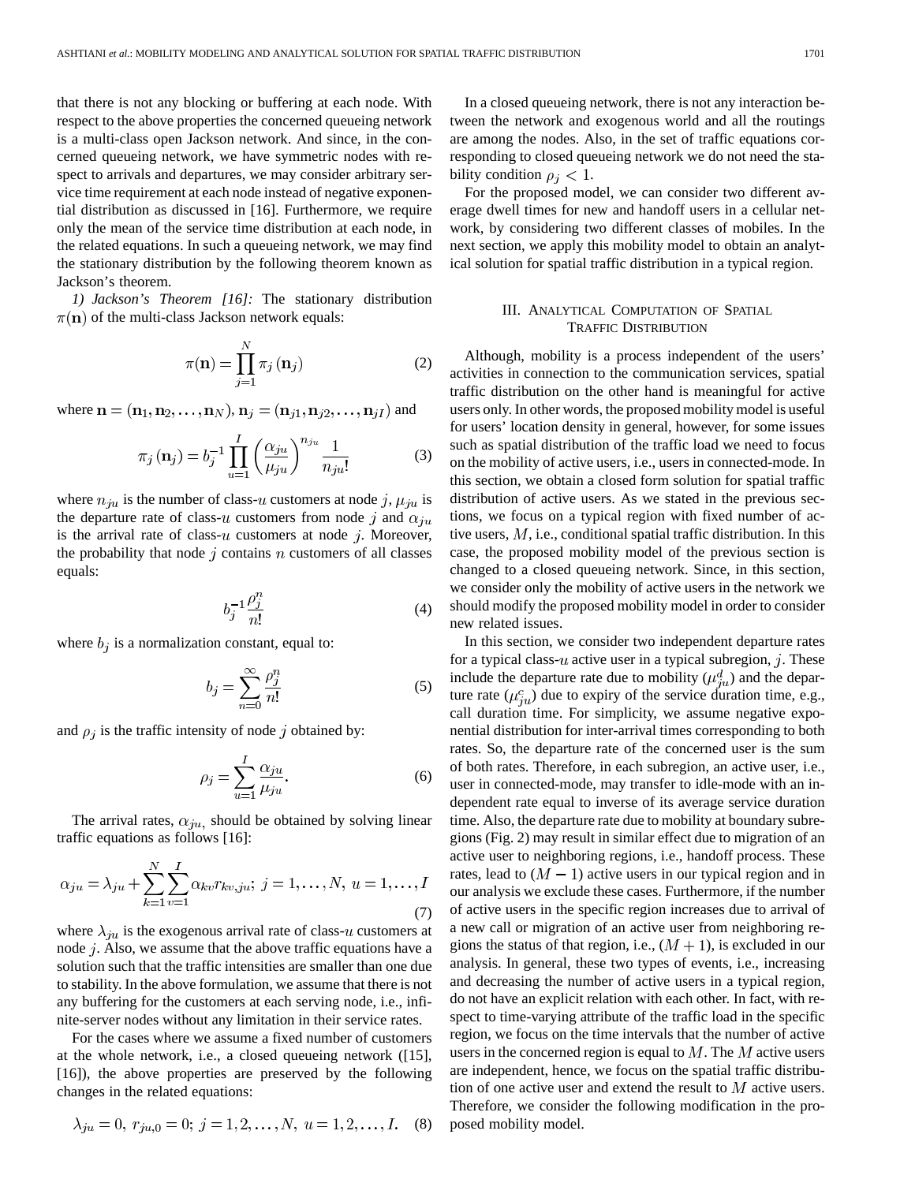that there is not any blocking or buffering at each node. With respect to the above properties the concerned queueing network is a multi-class open Jackson network. And since, in the concerned queueing network, we have symmetric nodes with respect to arrivals and departures, we may consider arbitrary service time requirement at each node instead of negative exponential distribution as discussed in [16]. Furthermore, we require only the mean of the service time distribution at each node, in the related equations. In such a queueing network, we may find the stationary distribution by the following theorem known as Jackson's theorem.

*1) Jackson's Theorem [16]:* The stationary distribution $\pi(\mathbf{n})$ of the multi-class Jackson network equals:

$$\pi(\mathbf{n}) = \prod_{j=1}^{N} \pi_j(\mathbf{n}_j) \tag{2}$$

where $\mathbf{n} = (\mathbf{n}_1, \mathbf{n}_2, \ldots, \mathbf{n}_N)$, $\mathbf{n}_j = (\mathbf{n}_{j1}, \mathbf{n}_{j2}, \ldots, \mathbf{n}_{jI})$ and

$$\pi_j(\mathbf{n}_j) = b_j^{-1} \prod_{u=1}^{I} \left(\frac{\alpha_{ju}}{\mu_{ju}}\right)^{n_{ju}} \frac{1}{n_{ju}!} \tag{3}$$

where $n_{ju}$ is the number of class-$u$ customers at node $j$, $\mu_{ju}$ is the departure rate of class-$u$ customers from node $j$ and $\alpha_{ju}$ is the arrival rate of class-$u$ customers at node $j$. Moreover, the probability that node $j$ contains $n$ customers of all classes equals:

$$b_j^{-1} \frac{\rho_j^n}{n!} \tag{4}$$

where $b_j$ is a normalization constant, equal to:

$$b_j = \sum_{n=0}^{\infty} \frac{\rho_j^n}{n!} \tag{5}$$

and $\rho_j$ is the traffic intensity of node $j$ obtained by:

$$\rho_j = \sum_{u=1}^{I} \frac{\alpha_{ju}}{\mu_{ju}}. \tag{6}$$

The arrival rates, $\alpha_{ju}$, should be obtained by solving linear traffic equations as follows [16]:

$$\alpha_{ju} = \lambda_{ju} + \sum_{k=1}^{N} \sum_{v=1}^{I} \alpha_{kv} r_{kv,ju};\ j = 1, \ldots, N,\ u = 1, \ldots, I \tag{7}$$

where $\lambda_{ju}$ is the exogenous arrival rate of class-$u$ customers at node $j$. Also, we assume that the above traffic equations have a solution such that the traffic intensities are smaller than one due to stability. In the above formulation, we assume that there is not any buffering for the customers at each serving node, i.e., infinite-server nodes without any limitation in their service rates.

For the cases where we assume a fixed number of customers at the whole network, i.e., a closed queueing network ([15], [16]), the above properties are preserved by the following changes in the related equations:

$$\lambda_{ju} = 0,\ r_{ju,0} = 0;\ j = 1, 2, \ldots, N,\ u = 1, 2, \ldots, I. \tag{8}$$

In a closed queueing network, there is not any interaction between the network and exogenous world and all the routings are among the nodes. Also, in the set of traffic equations corresponding to closed queueing network we do not need the stability condition $\rho_j < 1$.

For the proposed model, we can consider two different average dwell times for new and handoff users in a cellular network, by considering two different classes of mobiles. In the next section, we apply this mobility model to obtain an analytical solution for spatial traffic distribution in a typical region.

## III. Analytical Computation of Spatial Traffic Distribution

Although, mobility is a process independent of the users' activities in connection to the communication services, spatial traffic distribution on the other hand is meaningful for active users only. In other words, the proposed mobility model is useful for users' location density in general, however, for some issues such as spatial distribution of the traffic load we need to focus on the mobility of active users, i.e., users in connected-mode. In this section, we obtain a closed form solution for spatial traffic distribution of active users. As we stated in the previous sections, we focus on a typical region with fixed number of active users, $M$, i.e., conditional spatial traffic distribution. In this case, the proposed mobility model of the previous section is changed to a closed queueing network. Since, in this section, we consider only the mobility of active users in the network we should modify the proposed mobility model in order to consider new related issues.

In this section, we consider two independent departure rates for a typical class-$u$ active user in a typical subregion, $j$. These include the departure rate due to mobility ($\mu_{ju}^d$) and the departure rate ($\mu_{ju}^c$) due to expiry of the service duration time, e.g., call duration time. For simplicity, we assume negative exponential distribution for inter-arrival times corresponding to both rates. So, the departure rate of the concerned user is the sum of both rates. Therefore, in each subregion, an active user, i.e., user in connected-mode, may transfer to idle-mode with an independent rate equal to inverse of its average service duration time. Also, the departure rate due to mobility at boundary subregions (Fig. 2) may result in similar effect due to migration of an active user to neighboring regions, i.e., handoff process. These rates, lead to $(M-1)$ active users in our typical region and in our analysis we exclude these cases. Furthermore, if the number of active users in the specific region increases due to arrival of a new call or migration of an active user from neighboring regions the status of that region, i.e., $(M+1)$, is excluded in our analysis. In general, these two types of events, i.e., increasing and decreasing the number of active users in a typical region, do not have an explicit relation with each other. In fact, with respect to time-varying attribute of the traffic load in the specific region, we focus on the time intervals that the number of active users in the concerned region is equal to $M$. The $M$ active users are independent, hence, we focus on the spatial traffic distribution of one active user and extend the result to $M$ active users. Therefore, we consider the following modification in the proposed mobility model.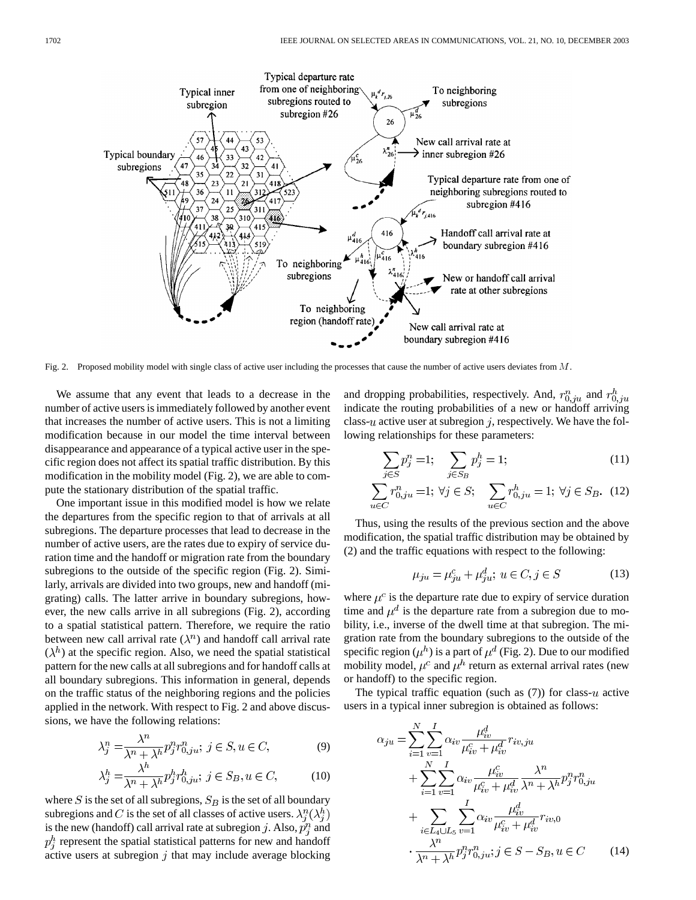Fig. 2. Proposed mobility model with single class of active user including the processes that cause the number of active users deviates from $M$.

We assume that any event that leads to a decrease in the number of active users is immediately followed by another event that increases the number of active users. This is not a limiting modification because in our model the time interval between disappearance and appearance of a typical active user in the specific region does not affect its spatial traffic distribution. By this modification in the mobility model (Fig. 2), we are able to compute the stationary distribution of the spatial traffic.

One important issue in this modified model is how we relate the departures from the specific region to that of arrivals at all subregions. The departure processes that lead to decrease in the number of active users, are the rates due to expiry of service duration time and the handoff or migration rate from the boundary subregions to the outside of the specific region (Fig. 2). Similarly, arrivals are divided into two groups, new and handoff (migrating) calls. The latter arrive in boundary subregions, however, the new calls arrive in all subregions (Fig. 2), according to a spatial statistical pattern. Therefore, we require the ratio between new call arrival rate ($\lambda^n$) and handoff call arrival rate ($\lambda^h$) at the specific region. Also, we need the spatial statistical pattern for the new calls at all subregions and for handoff calls at all boundary subregions. This information in general, depends on the traffic status of the neighboring regions and the policies applied in the network. With respect to Fig. 2 and above discussions, we have the following relations:

$$\lambda_j^n = \frac{\lambda^n}{\lambda^n + \lambda^h} p_j^n r_{0,ju}^n; \; j \in S, u \in C, \tag{9}$$

$$\lambda_j^h = \frac{\lambda^h}{\lambda^n + \lambda^h} p_j^h r_{0,ju}^h; \; j \in S_B, u \in C, \tag{10}$$

where $S$ is the set of all subregions, $S_B$ is the set of all boundary subregions and $C$ is the set of all classes of active users. $\lambda_j^n(\lambda_j^h)$ is the new (handoff) call arrival rate at subregion $j$. Also, $p_j^n$ and $p_j^h$ represent the spatial statistical patterns for new and handoff active users at subregion $j$ that may include average blocking and dropping probabilities, respectively. And, $r_{0,ju}^n$ and $r_{0,ju}^h$ indicate the routing probabilities of a new or handoff arriving class-$u$ active user at subregion $j$, respectively. We have the following relationships for these parameters:

$$\sum_{j \in S} p_j^n = 1; \quad \sum_{j \in S_B} p_j^h = 1; \tag{11}$$

$$\sum_{u \in C} r_{0,ju}^n = 1; \; \forall j \in S; \quad \sum_{u \in C} r_{0,ju}^h = 1; \; \forall j \in S_B. \tag{12}$$

Thus, using the results of the previous section and the above modification, the spatial traffic distribution may be obtained by (2) and the traffic equations with respect to the following:

$$\mu_{ju} = \mu_{ju}^c + \mu_{ju}^d; \; u \in C, j \in S \tag{13}$$

where $\mu^c$ is the departure rate due to expiry of service duration time and $\mu^d$ is the departure rate from a subregion due to mobility, i.e., inverse of the dwell time at that subregion. The migration rate from the boundary subregions to the outside of the specific region ($\mu^h$) is a part of $\mu^d$ (Fig. 2). Due to our modified mobility model, $\mu^c$ and $\mu^h$ return as external arrival rates (new or handoff) to the specific region.

The typical traffic equation (such as (7)) for class-$u$ active users in a typical inner subregion is obtained as follows:

$$\begin{aligned}
\alpha_{ju} = & \sum_{i=1}^{N} \sum_{v=1}^{I} \alpha_{iv} \frac{\mu_{iv}^d}{\mu_{iv}^c + \mu_{iv}^d} r_{iv,ju} \\
& + \sum_{i=1}^{N} \sum_{v=1}^{I} \alpha_{iv} \frac{\mu_{iv}^c}{\mu_{iv}^c + \mu_{iv}^d} \frac{\lambda^n}{\lambda^n + \lambda^h} p_j^n r_{0,ju}^n \\
& + \sum_{i \in L_4 \cup L_5} \sum_{v=1}^{I} \alpha_{iv} \frac{\mu_{iv}^d}{\mu_{iv}^c + \mu_{iv}^d} r_{iv,0} \\
& \cdot \frac{\lambda^n}{\lambda^n + \lambda^h} p_j^n r_{0,ju}^n; j \in S - S_B, u \in C
\end{aligned} \tag{14}$$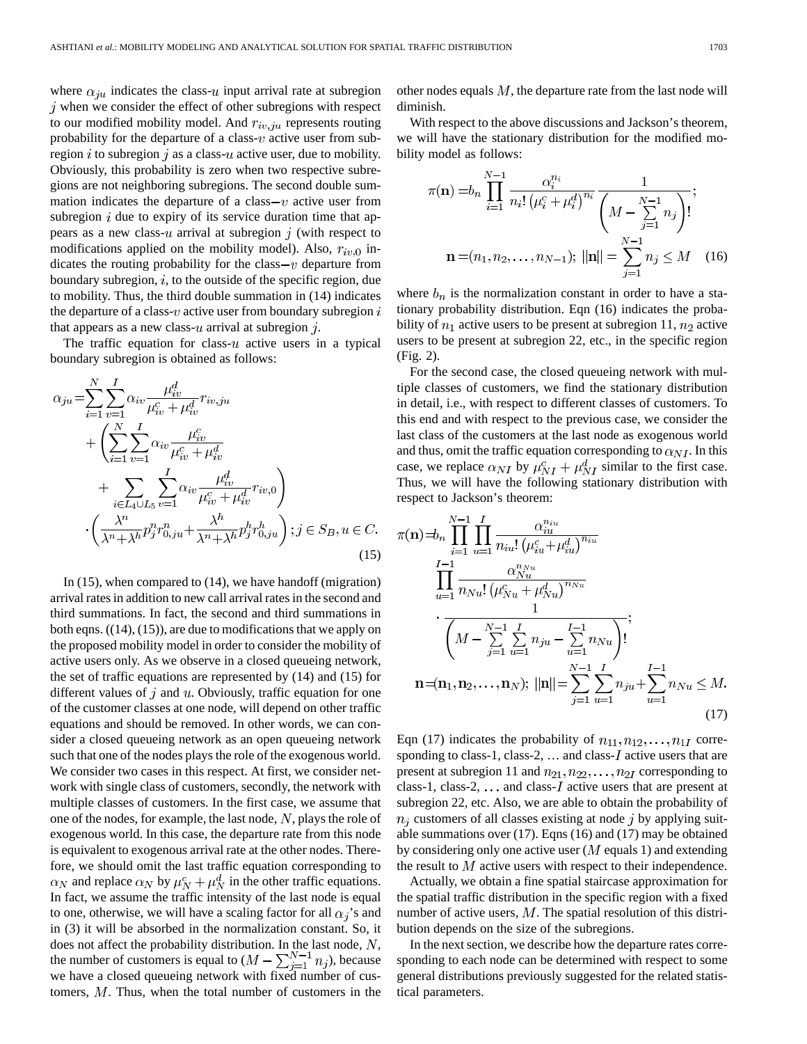where $\alpha_{ju}$ indicates the class-$u$ input arrival rate at subregion $j$ when we consider the effect of other subregions with respect to our modified mobility model. And $r_{iv,ju}$ represents routing probability for the departure of a class-$v$ active user from subregion $i$ to subregion $j$ as a class-$u$ active user, due to mobility. Obviously, this probability is zero when two respective subregions are not neighboring subregions. The second double summation indicates the departure of a class$-v$ active user from subregion $i$ due to expiry of its service duration time that appears as a new class-$u$ arrival at subregion $j$ (with respect to modifications applied on the mobility model). Also, $r_{iv,0}$ indicates the routing probability for the class$-v$ departure from boundary subregion, $i$, to the outside of the specific region, due to mobility. Thus, the third double summation in (14) indicates the departure of a class-$v$ active user from boundary subregion $i$ that appears as a new class-$u$ arrival at subregion $j$.

The traffic equation for class-$u$ active users in a typical boundary subregion is obtained as follows:

$$\begin{aligned}\alpha_{ju}=&\sum_{i=1}^{N}\sum_{v=1}^{I}\alpha_{iv}\frac{\mu_{iv}^{d}}{\mu_{iv}^{c}+\mu_{iv}^{d}}r_{iv,ju}\\&+\left(\sum_{i=1}^{N}\sum_{v=1}^{I}\alpha_{iv}\frac{\mu_{iv}^{c}}{\mu_{iv}^{c}+\mu_{iv}^{d}}\right.\\&\left.+\sum_{i\in L_4\cup L_5}\sum_{v=1}^{I}\alpha_{iv}\frac{\mu_{iv}^{d}}{\mu_{iv}^{c}+\mu_{iv}^{d}}r_{iv,0}\right)\\&\cdot\left(\frac{\lambda^{n}}{\lambda^{n}+\lambda^{h}}p_{j}^{n}r_{0,ju}^{n}+\frac{\lambda^{h}}{\lambda^{n}+\lambda^{h}}p_{j}^{h}r_{0,ju}^{h}\right);j\in S_B,u\in C.\end{aligned}\tag{15}$$

In (15), when compared to (14), we have handoff (migration) arrival rates in addition to new call arrival rates in the second and third summations. In fact, the second and third summations in both eqns. ((14), (15)), are due to modifications that we apply on the proposed mobility model in order to consider the mobility of active users only. As we observe in a closed queueing network, the set of traffic equations are represented by (14) and (15) for different values of $j$ and $u$. Obviously, traffic equation for one of the customer classes at one node, will depend on other traffic equations and should be removed. In other words, we can consider a closed queueing network as an open queueing network such that one of the nodes plays the role of the exogenous world. We consider two cases in this respect. At first, we consider network with single class of customers, secondly, the network with multiple classes of customers. In the first case, we assume that one of the nodes, for example, the last node, $N$, plays the role of exogenous world. In this case, the departure rate from this node is equivalent to exogenous arrival rate at the other nodes. Therefore, we should omit the last traffic equation corresponding to $\alpha_N$ and replace $\alpha_N$ by $\mu_N^c+\mu_N^d$ in the other traffic equations. In fact, we assume the traffic intensity of the last node is equal to one, otherwise, we will have a scaling factor for all $\alpha_j$'s and in (3) it will be absorbed in the normalization constant. So, it does not affect the probability distribution. In the last node, $N$, the number of customers is equal to $(M-\sum_{j=1}^{N-1}n_j)$, because we have a closed queueing network with fixed number of customers, $M$. Thus, when the total number of customers in the other nodes equals $M$, the departure rate from the last node will diminish.

With respect to the above discussions and Jackson's theorem, we will have the stationary distribution for the modified mobility model as follows:

$$\begin{aligned}\pi(\mathbf{n})=&b_n\prod_{i=1}^{N-1}\frac{\alpha_i^{n_i}}{n_i!\left(\mu_i^c+\mu_i^d\right)^{n_i}}\frac{1}{\left(M-\sum\limits_{j=1}^{N-1}n_j\right)!};\\\mathbf{n}=&(n_1,n_2,\ldots,n_{N-1});\ \|\mathbf{n}\|=\sum_{j=1}^{N-1}n_j\leq M\end{aligned}\tag{16}$$

where $b_n$ is the normalization constant in order to have a stationary probability distribution. Eqn (16) indicates the probability of $n_1$ active users to be present at subregion 11, $n_2$ active users to be present at subregion 22, etc., in the specific region (Fig. 2).

For the second case, the closed queueing network with multiple classes of customers, we find the stationary distribution in detail, i.e., with respect to different classes of customers. To this end and with respect to the previous case, we consider the last class of the customers at the last node as exogenous world and thus, omit the traffic equation corresponding to $\alpha_{NI}$. In this case, we replace $\alpha_{NI}$ by $\mu_{NI}^c+\mu_{NI}^d$ similar to the first case. Thus, we will have the following stationary distribution with respect to Jackson's theorem:

$$\begin{aligned}\pi(\mathbf{n})=&b_n\prod_{i=1}^{N-1}\prod_{u=1}^{I}\frac{\alpha_{iu}^{n_{iu}}}{n_{iu}!\left(\mu_{iu}^c+\mu_{iu}^d\right)^{n_{iu}}}\\&\prod_{u=1}^{I-1}\frac{\alpha_{Nu}^{n_{Nu}}}{n_{Nu}!\left(\mu_{Nu}^c+\mu_{Nu}^d\right)^{n_{Nu}}}\\&\cdot\frac{1}{\left(M-\sum\limits_{j=1}^{N-1}\sum\limits_{u=1}^{I}n_{ju}-\sum\limits_{u=1}^{I-1}n_{Nu}\right)!};\\\mathbf{n}=&(\mathbf{n}_1,\mathbf{n}_2,\ldots,\mathbf{n}_N);\ \|\mathbf{n}\|=\sum_{j=1}^{N-1}\sum_{u=1}^{I}n_{ju}+\sum_{u=1}^{I-1}n_{Nu}\leq M.\end{aligned}\tag{17}$$

Eqn (17) indicates the probability of $n_{11},n_{12},\ldots,n_{1I}$ corresponding to class-1, class-2, … and class-$I$ active users that are present at subregion 11 and $n_{21},n_{22},\ldots,n_{2I}$ corresponding to class-1, class-2, … and class-$I$ active users that are present at subregion 22, etc. Also, we are able to obtain the probability of $n_j$ customers of all classes existing at node $j$ by applying suitable summations over (17). Eqns (16) and (17) may be obtained by considering only one active user ($M$ equals 1) and extending the result to $M$ active users with respect to their independence.

Actually, we obtain a fine spatial staircase approximation for the spatial traffic distribution in the specific region with a fixed number of active users, $M$. The spatial resolution of this distribution depends on the size of the subregions.

In the next section, we describe how the departure rates corresponding to each node can be determined with respect to some general distributions previously suggested for the related statistical parameters.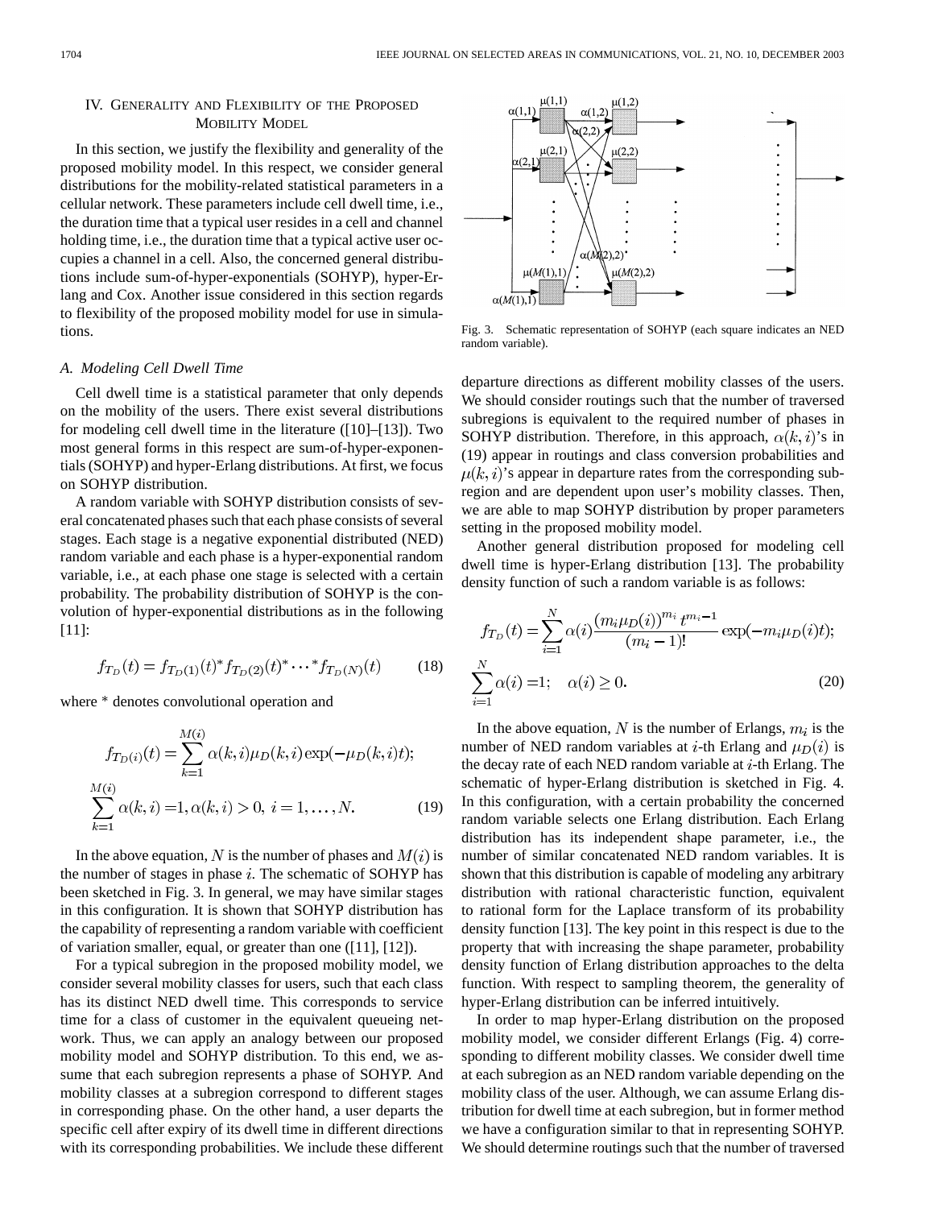## IV. Generality and Flexibility of the Proposed Mobility Model

In this section, we justify the flexibility and generality of the proposed mobility model. In this respect, we consider general distributions for the mobility-related statistical parameters in a cellular network. These parameters include cell dwell time, i.e., the duration time that a typical user resides in a cell and channel holding time, i.e., the duration time that a typical active user occupies a channel in a cell. Also, the concerned general distributions include sum-of-hyper-exponentials (SOHYP), hyper-Erlang and Cox. Another issue considered in this section regards to flexibility of the proposed mobility model for use in simulations.

### A. Modeling Cell Dwell Time

Cell dwell time is a statistical parameter that only depends on the mobility of the users. There exist several distributions for modeling cell dwell time in the literature ([10]–[13]). Two most general forms in this respect are sum-of-hyper-exponentials (SOHYP) and hyper-Erlang distributions. At first, we focus on SOHYP distribution.

A random variable with SOHYP distribution consists of several concatenated phases such that each phase consists of several stages. Each stage is a negative exponential distributed (NED) random variable and each phase is a hyper-exponential random variable, i.e., at each phase one stage is selected with a certain probability. The probability distribution of SOHYP is the convolution of hyper-exponential distributions as in the following [11]:

$$f_{T_D}(t) = f_{T_D(1)}(t) * f_{T_D(2)}(t) * \cdots * f_{T_D(N)}(t) \tag{18}$$

where * denotes convolutional operation and

$$f_{T_D(i)}(t) = \sum_{k=1}^{M(i)} \alpha(k,i)\mu_D(k,i)\exp(-\mu_D(k,i)t);$$
$$\sum_{k=1}^{M(i)} \alpha(k,i) = 1, \alpha(k,i) > 0,\ i = 1, \ldots, N. \tag{19}$$

In the above equation, $N$ is the number of phases and $M(i)$ is the number of stages in phase $i$. The schematic of SOHYP has been sketched in Fig. 3. In general, we may have similar stages in this configuration. It is shown that SOHYP distribution has the capability of representing a random variable with coefficient of variation smaller, equal, or greater than one ([11], [12]).

For a typical subregion in the proposed mobility model, we consider several mobility classes for users, such that each class has its distinct NED dwell time. This corresponds to service time for a class of customer in the equivalent queueing network. Thus, we can apply an analogy between our proposed mobility model and SOHYP distribution. To this end, we assume that each subregion represents a phase of SOHYP. And mobility classes at a subregion correspond to different stages in corresponding phase. On the other hand, a user departs the specific cell after expiry of its dwell time in different directions with its corresponding probabilities. We include these different departure directions as different mobility classes of the users. We should consider routings such that the number of traversed subregions is equivalent to the required number of phases in SOHYP distribution. Therefore, in this approach, $\alpha(k,i)$'s in (19) appear in routings and class conversion probabilities and $\mu(k,i)$'s appear in departure rates from the corresponding subregion and are dependent upon user's mobility classes. Then, we are able to map SOHYP distribution by proper parameters setting in the proposed mobility model.

Fig. 3. Schematic representation of SOHYP (each square indicates an NED random variable).

Another general distribution proposed for modeling cell dwell time is hyper-Erlang distribution [13]. The probability density function of such a random variable is as follows:

$$f_{T_D}(t) = \sum_{i=1}^{N} \alpha(i) \frac{(m_i \mu_D(i))^{m_i} t^{m_i - 1}}{(m_i - 1)!} \exp(-m_i \mu_D(i) t);$$
$$\sum_{i=1}^{N} \alpha(i) = 1; \quad \alpha(i) \geq 0. \tag{20}$$

In the above equation, $N$ is the number of Erlangs, $m_i$ is the number of NED random variables at $i$-th Erlang and $\mu_D(i)$ is the decay rate of each NED random variable at $i$-th Erlang. The schematic of hyper-Erlang distribution is sketched in Fig. 4. In this configuration, with a certain probability the concerned random variable selects one Erlang distribution. Each Erlang distribution has its independent shape parameter, i.e., the number of similar concatenated NED random variables. It is shown that this distribution is capable of modeling any arbitrary distribution with rational characteristic function, equivalent to rational form for the Laplace transform of its probability density function [13]. The key point in this respect is due to the property that with increasing the shape parameter, probability density function of Erlang distribution approaches to the delta function. With respect to sampling theorem, the generality of hyper-Erlang distribution can be inferred intuitively.

In order to map hyper-Erlang distribution on the proposed mobility model, we consider different Erlangs (Fig. 4) corresponding to different mobility classes. We consider dwell time at each subregion as an NED random variable depending on the mobility class of the user. Although, we can assume Erlang distribution for dwell time at each subregion, but in former method we have a configuration similar to that in representing SOHYP. We should determine routings such that the number of traversed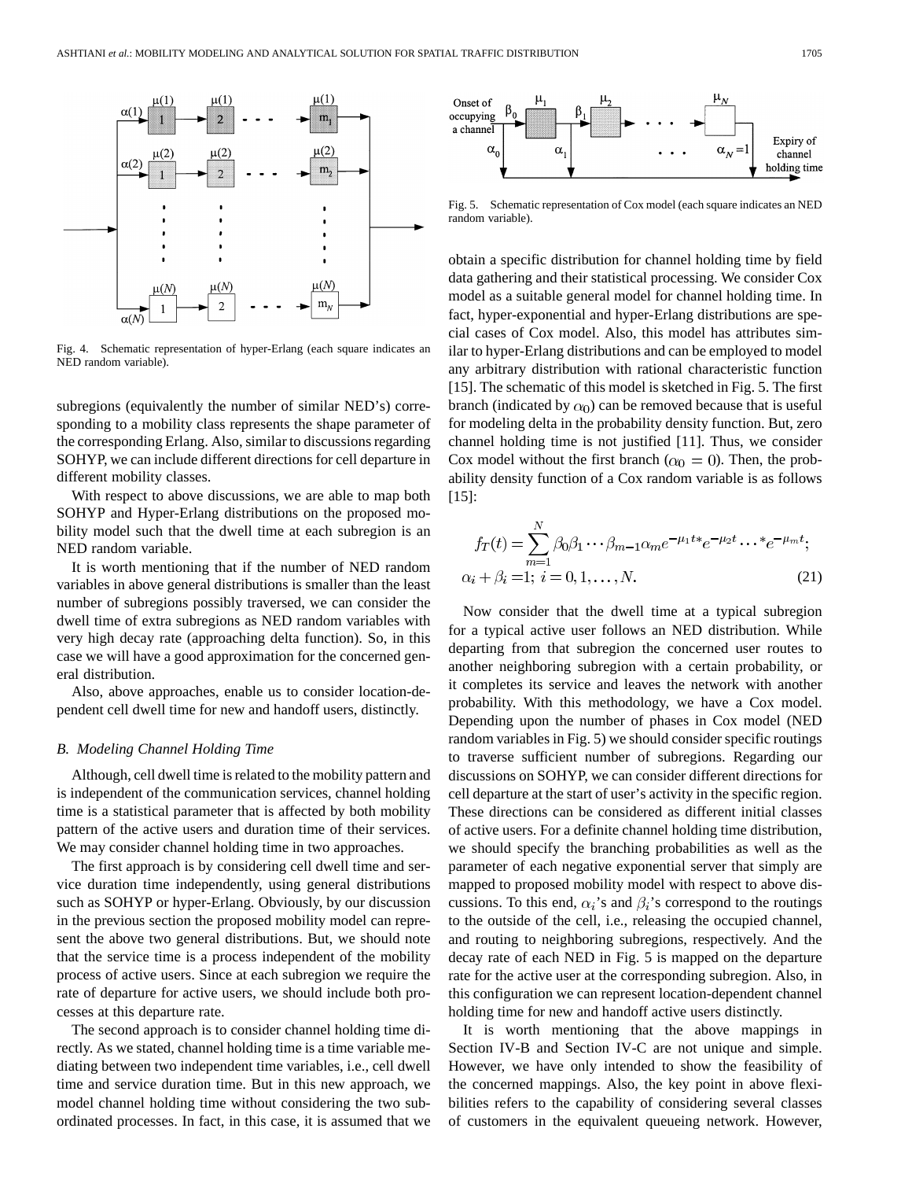Fig. 4. Schematic representation of hyper-Erlang (each square indicates an NED random variable).

subregions (equivalently the number of similar NED's) corresponding to a mobility class represents the shape parameter of the corresponding Erlang. Also, similar to discussions regarding SOHYP, we can include different directions for cell departure in different mobility classes.

With respect to above discussions, we are able to map both SOHYP and Hyper-Erlang distributions on the proposed mobility model such that the dwell time at each subregion is an NED random variable.

It is worth mentioning that if the number of NED random variables in above general distributions is smaller than the least number of subregions possibly traversed, we can consider the dwell time of extra subregions as NED random variables with very high decay rate (approaching delta function). So, in this case we will have a good approximation for the concerned general distribution.

Also, above approaches, enable us to consider location-dependent cell dwell time for new and handoff users, distinctly.

### B. Modeling Channel Holding Time

Although, cell dwell time is related to the mobility pattern and is independent of the communication services, channel holding time is a statistical parameter that is affected by both mobility pattern of the active users and duration time of their services. We may consider channel holding time in two approaches.

The first approach is by considering cell dwell time and service duration time independently, using general distributions such as SOHYP or hyper-Erlang. Obviously, by our discussion in the previous section the proposed mobility model can represent the above two general distributions. But, we should note that the service time is a process independent of the mobility process of active users. Since at each subregion we require the rate of departure for active users, we should include both processes at this departure rate.

The second approach is to consider channel holding time directly. As we stated, channel holding time is a time variable mediating between two independent time variables, i.e., cell dwell time and service duration time. But in this new approach, we model channel holding time without considering the two subordinated processes. In fact, in this case, it is assumed that we obtain a specific distribution for channel holding time by field data gathering and their statistical processing. We consider Cox model as a suitable general model for channel holding time. In fact, hyper-exponential and hyper-Erlang distributions are special cases of Cox model. Also, this model has attributes similar to hyper-Erlang distributions and can be employed to model any arbitrary distribution with rational characteristic function [15]. The schematic of this model is sketched in Fig. 5. The first branch (indicated by $\alpha_0$) can be removed because that is useful for modeling delta in the probability density function. But, zero channel holding time is not justified [11]. Thus, we consider Cox model without the first branch ($\alpha_0 = 0$). Then, the probability density function of a Cox random variable is as follows [15]:

Fig. 5. Schematic representation of Cox model (each square indicates an NED random variable).

$$f_T(t) = \sum_{m=1}^{N} \beta_0\beta_1 \cdots \beta_{m-1}\alpha_m e^{-\mu_1 t} * e^{-\mu_2 t} \cdots * e^{-\mu_m t};$$
$$\alpha_i + \beta_i = 1;\ i = 0, 1, \ldots, N. \tag{21}$$

Now consider that the dwell time at a typical subregion for a typical active user follows an NED distribution. While departing from that subregion the concerned user routes to another neighboring subregion with a certain probability, or it completes its service and leaves the network with another probability. With this methodology, we have a Cox model. Depending upon the number of phases in Cox model (NED random variables in Fig. 5) we should consider specific routings to traverse sufficient number of subregions. Regarding our discussions on SOHYP, we can consider different directions for cell departure at the start of user's activity in the specific region. These directions can be considered as different initial classes of active users. For a definite channel holding time distribution, we should specify the branching probabilities as well as the parameter of each negative exponential server that simply are mapped to proposed mobility model with respect to above discussions. To this end, $\alpha_i$'s and $\beta_i$'s correspond to the routings to the outside of the cell, i.e., releasing the occupied channel, and routing to neighboring subregions, respectively. And the decay rate of each NED in Fig. 5 is mapped on the departure rate for the active user at the corresponding subregion. Also, in this configuration we can represent location-dependent channel holding time for new and handoff active users distinctly.

It is worth mentioning that the above mappings in Section IV-B and Section IV-C are not unique and simple. However, we have only intended to show the feasibility of the concerned mappings. Also, the key point in above flexibilities refers to the capability of considering several classes of customers in the equivalent queueing network. However,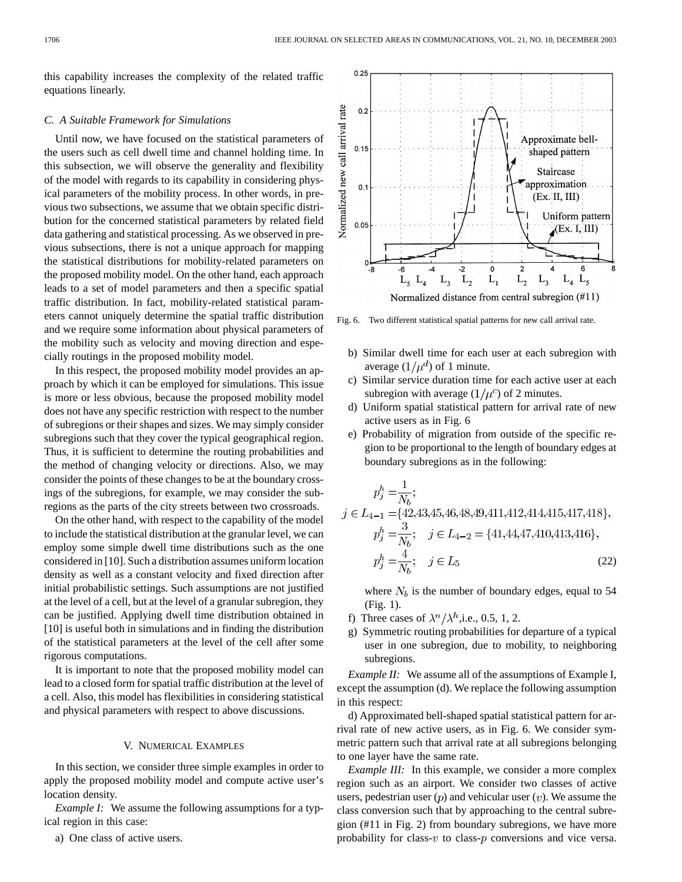this capability increases the complexity of the related traffic equations linearly.

### C. A Suitable Framework for Simulations

Until now, we have focused on the statistical parameters of the users such as cell dwell time and channel holding time. In this subsection, we will observe the generality and flexibility of the model with regards to its capability in considering physical parameters of the mobility process. In other words, in previous two subsections, we assume that we obtain specific distribution for the concerned statistical parameters by related field data gathering and statistical processing. As we observed in previous subsections, there is not a unique approach for mapping the statistical distributions for mobility-related parameters on the proposed mobility model. On the other hand, each approach leads to a set of model parameters and then a specific spatial traffic distribution. In fact, mobility-related statistical parameters cannot uniquely determine the spatial traffic distribution and we require some information about physical parameters of the mobility such as velocity and moving direction and especially routings in the proposed mobility model.

In this respect, the proposed mobility model provides an approach by which it can be employed for simulations. This issue is more or less obvious, because the proposed mobility model does not have any specific restriction with respect to the number of subregions or their shapes and sizes. We may simply consider subregions such that they cover the typical geographical region. Thus, it is sufficient to determine the routing probabilities and the method of changing velocity or directions. Also, we may consider the points of these changes to be at the boundary crossings of the subregions, for example, we may consider the subregions as the parts of the city streets between two crossroads.

On the other hand, with respect to the capability of the model to include the statistical distribution at the granular level, we can employ some simple dwell time distributions such as the one considered in [10]. Such a distribution assumes uniform location density as well as a constant velocity and fixed direction after initial probabilistic settings. Such assumptions are not justified at the level of a cell, but at the level of a granular subregion, they can be justified. Applying dwell time distribution obtained in [10] is useful both in simulations and in finding the distribution of the statistical parameters at the level of the cell after some rigorous computations.

It is important to note that the proposed mobility model can lead to a closed form for spatial traffic distribution at the level of a cell. Also, this model has flexibilities in considering statistical and physical parameters with respect to above discussions.

## V. Numerical Examples

In this section, we consider three simple examples in order to apply the proposed mobility model and compute active user's location density.

*Example I:* We assume the following assumptions for a typical region in this case:

a) One class of active users.

Fig. 6. Two different statistical spatial patterns for new call arrival rate.

b) Similar dwell time for each user at each subregion with average ($1/\mu^d$) of 1 minute.

c) Similar service duration time for each active user at each subregion with average ($1/\mu^c$) of 2 minutes.

d) Uniform spatial statistical pattern for arrival rate of new active users as in Fig. 6

e) Probability of migration from outside of the specific region to be proportional to the length of boundary edges at boundary subregions as in the following:

$$
\begin{aligned}
p_j^h &= \frac{1}{N_b}; \\
j \in L_{4-1} &= \{42,43,45,46,48,49,411,412,414,415,417,418\}, \\
p_j^h &= \frac{3}{N_b}; \quad j \in L_{4-2} = \{41,44,47,410,413,416\}, \\
p_j^h &= \frac{4}{N_b}; \quad j \in L_5
\end{aligned}
\tag{22}
$$

where $N_b$ is the number of boundary edges, equal to 54 (Fig. 1).

f) Three cases of $\lambda^n/\lambda^h$,i.e., 0.5, 1, 2.

g) Symmetric routing probabilities for departure of a typical user in one subregion, due to mobility, to neighboring subregions.

*Example II:* We assume all of the assumptions of Example I, except the assumption (d). We replace the following assumption in this respect:

d) Approximated bell-shaped spatial statistical pattern for arrival rate of new active users, as in Fig. 6. We consider symmetric pattern such that arrival rate at all subregions belonging to one layer have the same rate.

*Example III:* In this example, we consider a more complex region such as an airport. We consider two classes of active users, pedestrian user ($p$) and vehicular user ($v$). We assume the class conversion such that by approaching to the central subregion (#11 in Fig. 2) from boundary subregions, we have more probability for class-$v$ to class-$p$ conversions and vice versa.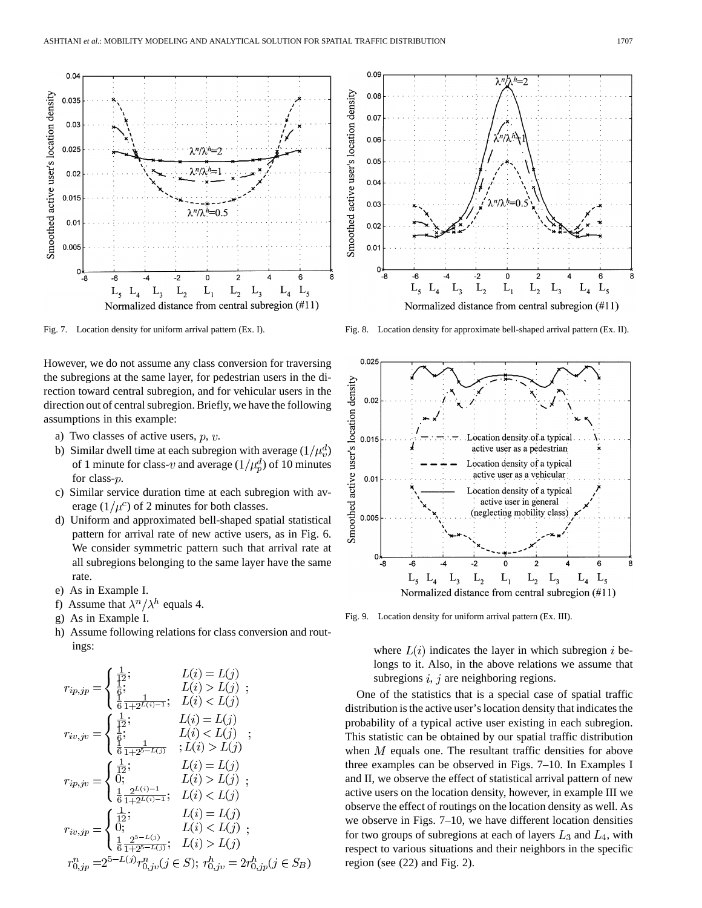Fig. 7. Location density for uniform arrival pattern (Ex. I).

Fig. 8. Location density for approximate bell-shaped arrival pattern (Ex. II).

However, we do not assume any class conversion for traversing the subregions at the same layer, for pedestrian users in the direction toward central subregion, and for vehicular users in the direction out of central subregion. Briefly, we have the following assumptions in this example:

a) Two classes of active users, $p$, $v$.
b) Similar dwell time at each subregion with average $(1/\mu_v^d)$ of 1 minute for class-$v$ and average $(1/\mu_p^d)$ of 10 minutes for class-$p$.
c) Similar service duration time at each subregion with average $(1/\mu^c)$ of 2 minutes for both classes.
d) Uniform and approximated bell-shaped spatial statistical pattern for arrival rate of new active users, as in Fig. 6. We consider symmetric pattern such that arrival rate at all subregions belonging to the same layer have the same rate.
e) As in Example I.
f) Assume that $\lambda^n/\lambda^h$ equals 4.
g) As in Example I.
h) Assume following relations for class conversion and routings:

$$r_{ip,jp} = \begin{cases} \frac{1}{12}; & L(i) = L(j) \\ \frac{1}{6}; & L(i) > L(j) \\ \frac{1}{6}\frac{1}{1+2^{L(i)-1}}; & L(i) < L(j) \end{cases};$$

$$r_{iv,jv} = \begin{cases} \frac{1}{12}; & L(i) = L(j) \\ \frac{1}{6}; & L(i) < L(j) \\ \frac{1}{6}\frac{1}{1+2^{5-L(j)}} & ; L(i) > L(j) \end{cases};$$

$$r_{ip,jv} = \begin{cases} \frac{1}{12}; & L(i) = L(j) \\ 0; & L(i) > L(j) \\ \frac{1}{6}\frac{2^{L(i)-1}}{1+2^{L(i)-1}}; & L(i) < L(j) \end{cases};$$

$$r_{iv,jp} = \begin{cases} \frac{1}{12}; & L(i) = L(j) \\ 0; & L(i) < L(j) \\ \frac{1}{6}\frac{2^{5-L(j)}}{1+2^{5-L(j)}}; & L(i) > L(j) \end{cases};$$

$$r_{0,jp}^n = 2^{5-L(j)} r_{0,jv}^n (j \in S);\; r_{0,jv}^h = 2 r_{0,jp}^h (j \in S_B)$$

where $L(i)$ indicates the layer in which subregion $i$ belongs to it. Also, in the above relations we assume that subregions $i$, $j$ are neighboring regions.

Fig. 9. Location density for uniform arrival pattern (Ex. III).

One of the statistics that is a special case of spatial traffic distribution is the active user's location density that indicates the probability of a typical active user existing in each subregion. This statistic can be obtained by our spatial traffic distribution when $M$ equals one. The resultant traffic densities for above three examples can be observed in Figs. 7–10. In Examples I and II, we observe the effect of statistical arrival pattern of new active users on the location density, however, in example III we observe the effect of routings on the location density as well. As we observe in Figs. 7–10, we have different location densities for two groups of subregions at each of layers $L_3$ and $L_4$, with respect to various situations and their neighbors in the specific region (see (22) and Fig. 2).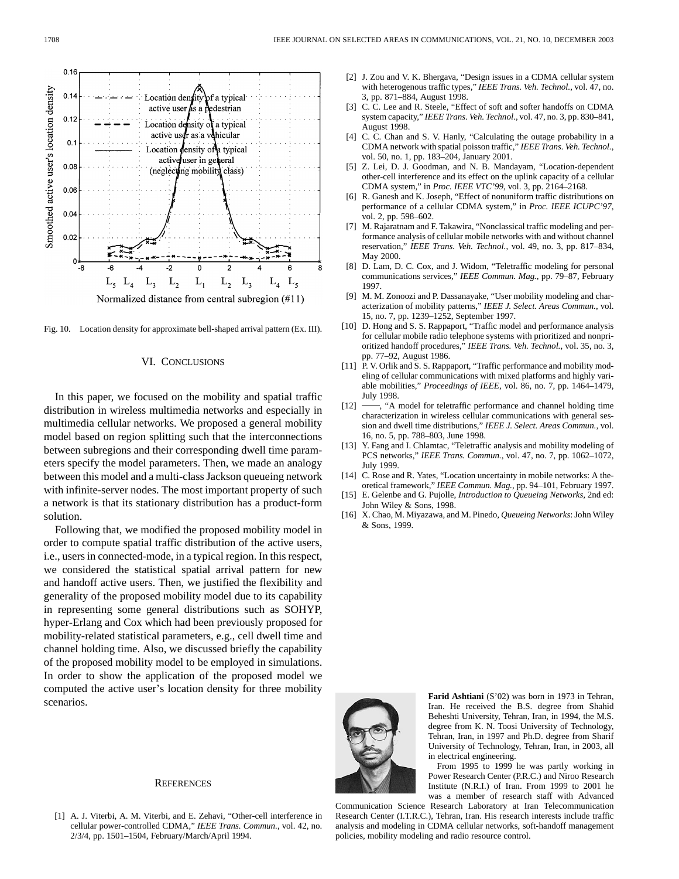Fig. 10. Location density for approximate bell-shaped arrival pattern (Ex. III).

## VI. Conclusions

In this paper, we focused on the mobility and spatial traffic distribution in wireless multimedia networks and especially in multimedia cellular networks. We proposed a general mobility model based on region splitting such that the interconnections between subregions and their corresponding dwell time parameters specify the model parameters. Then, we made an analogy between this model and a multi-class Jackson queueing network with infinite-server nodes. The most important property of such a network is that its stationary distribution has a product-form solution.

Following that, we modified the proposed mobility model in order to compute spatial traffic distribution of the active users, i.e., users in connected-mode, in a typical region. In this respect, we considered the statistical spatial arrival pattern for new and handoff active users. Then, we justified the flexibility and generality of the proposed mobility model due to its capability in representing some general distributions such as SOHYP, hyper-Erlang and Cox which had been previously proposed for mobility-related statistical parameters, e.g., cell dwell time and channel holding time. Also, we discussed briefly the capability of the proposed mobility model to be employed in simulations. In order to show the application of the proposed model we computed the active user's location density for three mobility scenarios.

## References

[1] A. J. Viterbi, A. M. Viterbi, and E. Zehavi, "Other-cell interference in cellular power-controlled CDMA," *IEEE Trans. Commun.*, vol. 42, no. 2/3/4, pp. 1501–1504, February/March/April 1994.

[2] J. Zou and V. K. Bhergava, "Design issues in a CDMA cellular system with heterogenous traffic types," *IEEE Trans. Veh. Technol.*, vol. 47, no. 3, pp. 871–884, August 1998.

[3] C. C. Lee and R. Steele, "Effect of soft and softer handoffs on CDMA system capacity," *IEEE Trans. Veh. Technol.*, vol. 47, no. 3, pp. 830–841, August 1998.

[4] C. C. Chan and S. V. Hanly, "Calculating the outage probability in a CDMA network with spatial poisson traffic," *IEEE Trans. Veh. Technol.*, vol. 50, no. 1, pp. 183–204, January 2001.

[5] Z. Lei, D. J. Goodman, and N. B. Mandayam, "Location-dependent other-cell interference and its effect on the uplink capacity of a cellular CDMA system," in *Proc. IEEE VTC'99*, vol. 3, pp. 2164–2168.

[6] R. Ganesh and K. Joseph, "Effect of nonuniform traffic distributions on performance of a cellular CDMA system," in *Proc. IEEE ICUPC'97*, vol. 2, pp. 598–602.

[7] M. Rajaratnam and F. Takawira, "Nonclassical traffic modeling and performance analysis of cellular mobile networks with and without channel reservation," *IEEE Trans. Veh. Technol.*, vol. 49, no. 3, pp. 817–834, May 2000.

[8] D. Lam, D. C. Cox, and J. Widom, "Teletraffic modeling for personal communications services," *IEEE Commun. Mag.*, pp. 79–87, February 1997.

[9] M. M. Zonoozi and P. Dassanayake, "User mobility modeling and characterization of mobility patterns," *IEEE J. Select. Areas Commun.*, vol. 15, no. 7, pp. 1239–1252, September 1997.

[10] D. Hong and S. S. Rappaport, "Traffic model and performance analysis for cellular mobile radio telephone systems with prioritized and nonprioritized handoff procedures," *IEEE Trans. Veh. Technol.*, vol. 35, no. 3, pp. 77–92, August 1986.

[11] P. V. Orlik and S. S. Rappaport, "Traffic performance and mobility modeling of cellular communications with mixed platforms and highly variable mobilities," *Proceedings of IEEE*, vol. 86, no. 7, pp. 1464–1479, July 1998.

[12] ——, "A model for teletraffic performance and channel holding time characterization in wireless cellular communications with general session and dwell time distributions," *IEEE J. Select. Areas Commun.*, vol. 16, no. 5, pp. 788–803, June 1998.

[13] Y. Fang and I. Chlamtac, "Teletraffic analysis and mobility modeling of PCS networks," *IEEE Trans. Commun.*, vol. 47, no. 7, pp. 1062–1072, July 1999.

[14] C. Rose and R. Yates, "Location uncertainty in mobile networks: A theoretical framework," *IEEE Commun. Mag.*, pp. 94–101, February 1997.

[15] E. Gelenbe and G. Pujolle, *Introduction to Queueing Networks*, 2nd ed: John Wiley & Sons, 1998.

[16] X. Chao, M. Miyazawa, and M. Pinedo, *Queueing Networks*: John Wiley & Sons, 1999.

**Farid Ashtiani** (S'02) was born in 1973 in Tehran, Iran. He received the B.S. degree from Shahid Beheshti University, Tehran, Iran, in 1994, the M.S. degree from K. N. Toosi University of Technology, Tehran, Iran, in 1997 and Ph.D. degree from Sharif University of Technology, Tehran, Iran, in 2003, all in electrical engineering.

From 1995 to 1999 he was partly working in Power Research Center (P.R.C.) and Niroo Research Institute (N.R.I.) of Iran. From 1999 to 2001 he was a member of research staff with Advanced Communication Science Research Laboratory at Iran Telecommunication Research Center (I.T.R.C.), Tehran, Iran. His research interests include traffic analysis and modeling in CDMA cellular networks, soft-handoff management policies, mobility modeling and radio resource control.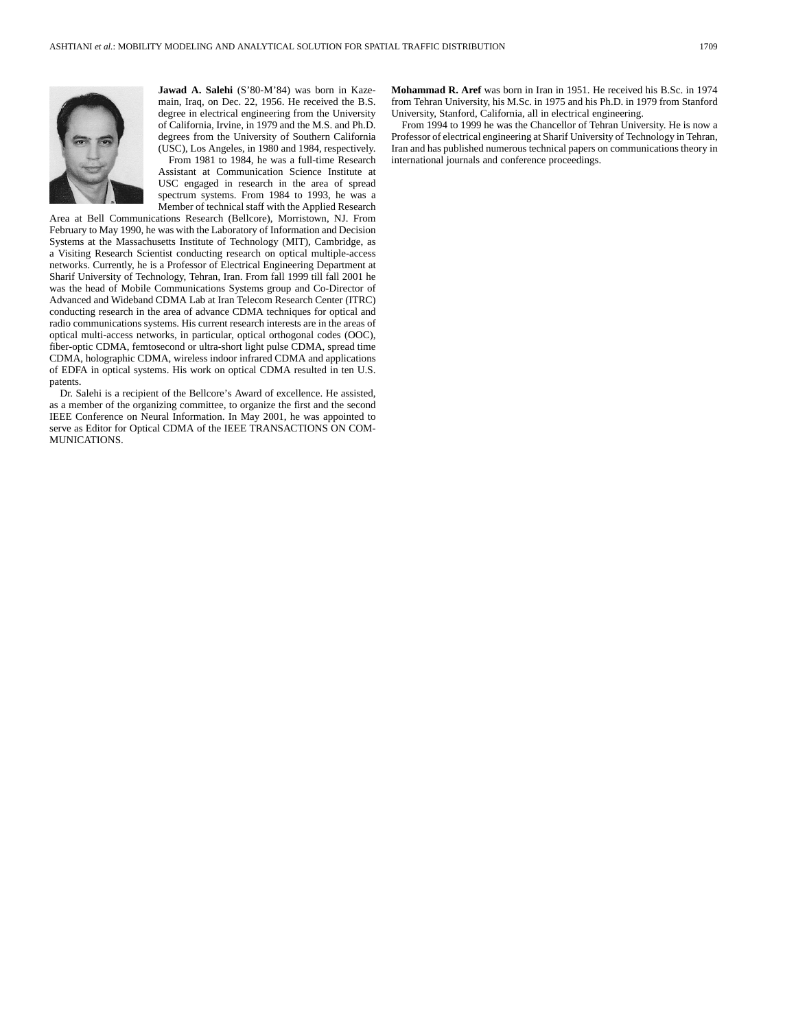**Jawad A. Salehi** (S'80-M'84) was born in Kazemain, Iraq, on Dec. 22, 1956. He received the B.S. degree in electrical engineering from the University of California, Irvine, in 1979 and the M.S. and Ph.D. degrees from the University of Southern California (USC), Los Angeles, in 1980 and 1984, respectively.

From 1981 to 1984, he was a full-time Research Assistant at Communication Science Institute at USC engaged in research in the area of spread spectrum systems. From 1984 to 1993, he was a Member of technical staff with the Applied Research Area at Bell Communications Research (Bellcore), Morristown, NJ. From February to May 1990, he was with the Laboratory of Information and Decision Systems at the Massachusetts Institute of Technology (MIT), Cambridge, as a Visiting Research Scientist conducting research on optical multiple-access networks. Currently, he is a Professor of Electrical Engineering Department at Sharif University of Technology, Tehran, Iran. From fall 1999 till fall 2001 he was the head of Mobile Communications Systems group and Co-Director of Advanced and Wideband CDMA Lab at Iran Telecom Research Center (ITRC) conducting research in the area of advance CDMA techniques for optical and radio communications systems. His current research interests are in the areas of optical multi-access networks, in particular, optical orthogonal codes (OOC), fiber-optic CDMA, femtosecond or ultra-short light pulse CDMA, spread time CDMA, holographic CDMA, wireless indoor infrared CDMA and applications of EDFA in optical systems. His work on optical CDMA resulted in ten U.S. patents.

Dr. Salehi is a recipient of the Bellcore's Award of excellence. He assisted, as a member of the organizing committee, to organize the first and the second IEEE Conference on Neural Information. In May 2001, he was appointed to serve as Editor for Optical CDMA of the IEEE TRANSACTIONS ON COMMUNICATIONS.

**Mohammad R. Aref** was born in Iran in 1951. He received his B.Sc. in 1974 from Tehran University, his M.Sc. in 1975 and his Ph.D. in 1979 from Stanford University, Stanford, California, all in electrical engineering.

From 1994 to 1999 he was the Chancellor of Tehran University. He is now a Professor of electrical engineering at Sharif University of Technology in Tehran, Iran and has published numerous technical papers on communications theory in international journals and conference proceedings.